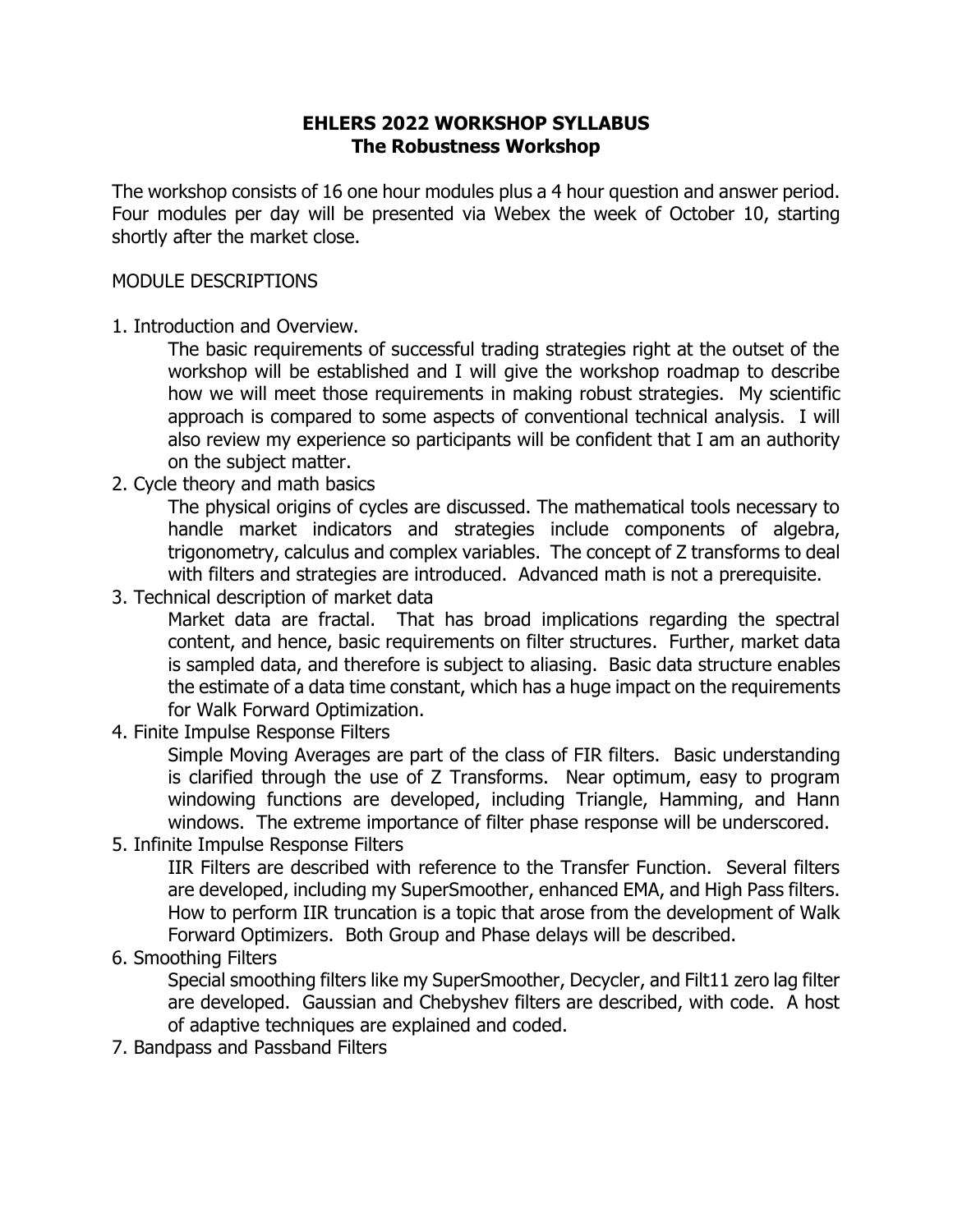# EHLERS 2022 WORKSHOP SYLLABUS
## The Robustness Workshop

The workshop consists of 16 one hour modules plus a 4 hour question and answer period. Four modules per day will be presented via Webex the week of October 10, starting shortly after the market close.

MODULE DESCRIPTIONS

1. Introduction and Overview.

   The basic requirements of successful trading strategies right at the outset of the workshop will be established and I will give the workshop roadmap to describe how we will meet those requirements in making robust strategies. My scientific approach is compared to some aspects of conventional technical analysis. I will also review my experience so participants will be confident that I am an authority on the subject matter.

2. Cycle theory and math basics

   The physical origins of cycles are discussed. The mathematical tools necessary to handle market indicators and strategies include components of algebra, trigonometry, calculus and complex variables. The concept of Z transforms to deal with filters and strategies are introduced. Advanced math is not a prerequisite.

3. Technical description of market data

   Market data are fractal. That has broad implications regarding the spectral content, and hence, basic requirements on filter structures. Further, market data is sampled data, and therefore is subject to aliasing. Basic data structure enables the estimate of a data time constant, which has a huge impact on the requirements for Walk Forward Optimization.

4. Finite Impulse Response Filters

   Simple Moving Averages are part of the class of FIR filters. Basic understanding is clarified through the use of Z Transforms. Near optimum, easy to program windowing functions are developed, including Triangle, Hamming, and Hann windows. The extreme importance of filter phase response will be underscored.

5. Infinite Impulse Response Filters

   IIR Filters are described with reference to the Transfer Function. Several filters are developed, including my SuperSmoother, enhanced EMA, and High Pass filters. How to perform IIR truncation is a topic that arose from the development of Walk Forward Optimizers. Both Group and Phase delays will be described.

6. Smoothing Filters

   Special smoothing filters like my SuperSmoother, Decycler, and Filt11 zero lag filter are developed. Gaussian and Chebyshev filters are described, with code. A host of adaptive techniques are explained and coded.

7. Bandpass and Passband Filters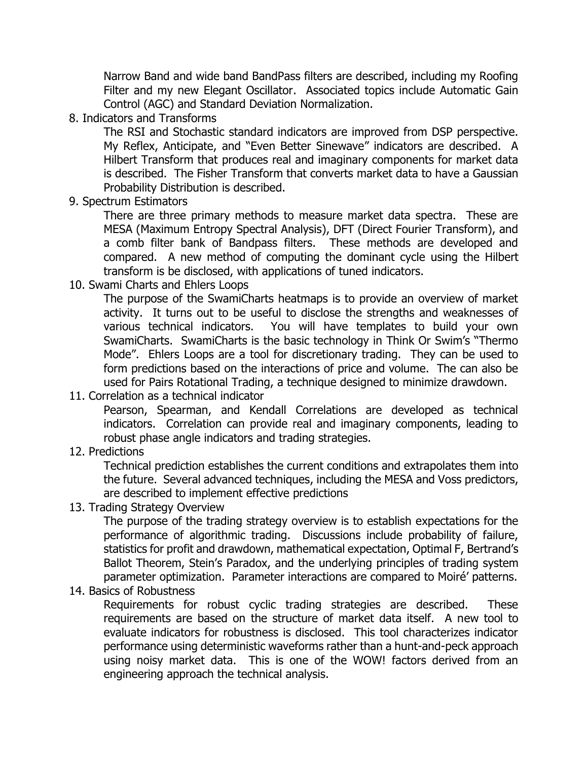Narrow Band and wide band BandPass filters are described, including my Roofing Filter and my new Elegant Oscillator. Associated topics include Automatic Gain Control (AGC) and Standard Deviation Normalization.

8. Indicators and Transforms

   The RSI and Stochastic standard indicators are improved from DSP perspective. My Reflex, Anticipate, and "Even Better Sinewave" indicators are described. A Hilbert Transform that produces real and imaginary components for market data is described. The Fisher Transform that converts market data to have a Gaussian Probability Distribution is described.

9. Spectrum Estimators

   There are three primary methods to measure market data spectra. These are MESA (Maximum Entropy Spectral Analysis), DFT (Direct Fourier Transform), and a comb filter bank of Bandpass filters. These methods are developed and compared. A new method of computing the dominant cycle using the Hilbert transform is be disclosed, with applications of tuned indicators.

10. Swami Charts and Ehlers Loops

    The purpose of the SwamiCharts heatmaps is to provide an overview of market activity. It turns out to be useful to disclose the strengths and weaknesses of various technical indicators. You will have templates to build your own SwamiCharts. SwamiCharts is the basic technology in Think Or Swim's "Thermo Mode". Ehlers Loops are a tool for discretionary trading. They can be used to form predictions based on the interactions of price and volume. The can also be used for Pairs Rotational Trading, a technique designed to minimize drawdown.

11. Correlation as a technical indicator

    Pearson, Spearman, and Kendall Correlations are developed as technical indicators. Correlation can provide real and imaginary components, leading to robust phase angle indicators and trading strategies.

12. Predictions

    Technical prediction establishes the current conditions and extrapolates them into the future. Several advanced techniques, including the MESA and Voss predictors, are described to implement effective predictions

13. Trading Strategy Overview

    The purpose of the trading strategy overview is to establish expectations for the performance of algorithmic trading. Discussions include probability of failure, statistics for profit and drawdown, mathematical expectation, Optimal F, Bertrand's Ballot Theorem, Stein's Paradox, and the underlying principles of trading system parameter optimization. Parameter interactions are compared to Moiré' patterns.

14. Basics of Robustness

    Requirements for robust cyclic trading strategies are described. These requirements are based on the structure of market data itself. A new tool to evaluate indicators for robustness is disclosed. This tool characterizes indicator performance using deterministic waveforms rather than a hunt-and-peck approach using noisy market data. This is one of the WOW! factors derived from an engineering approach the technical analysis.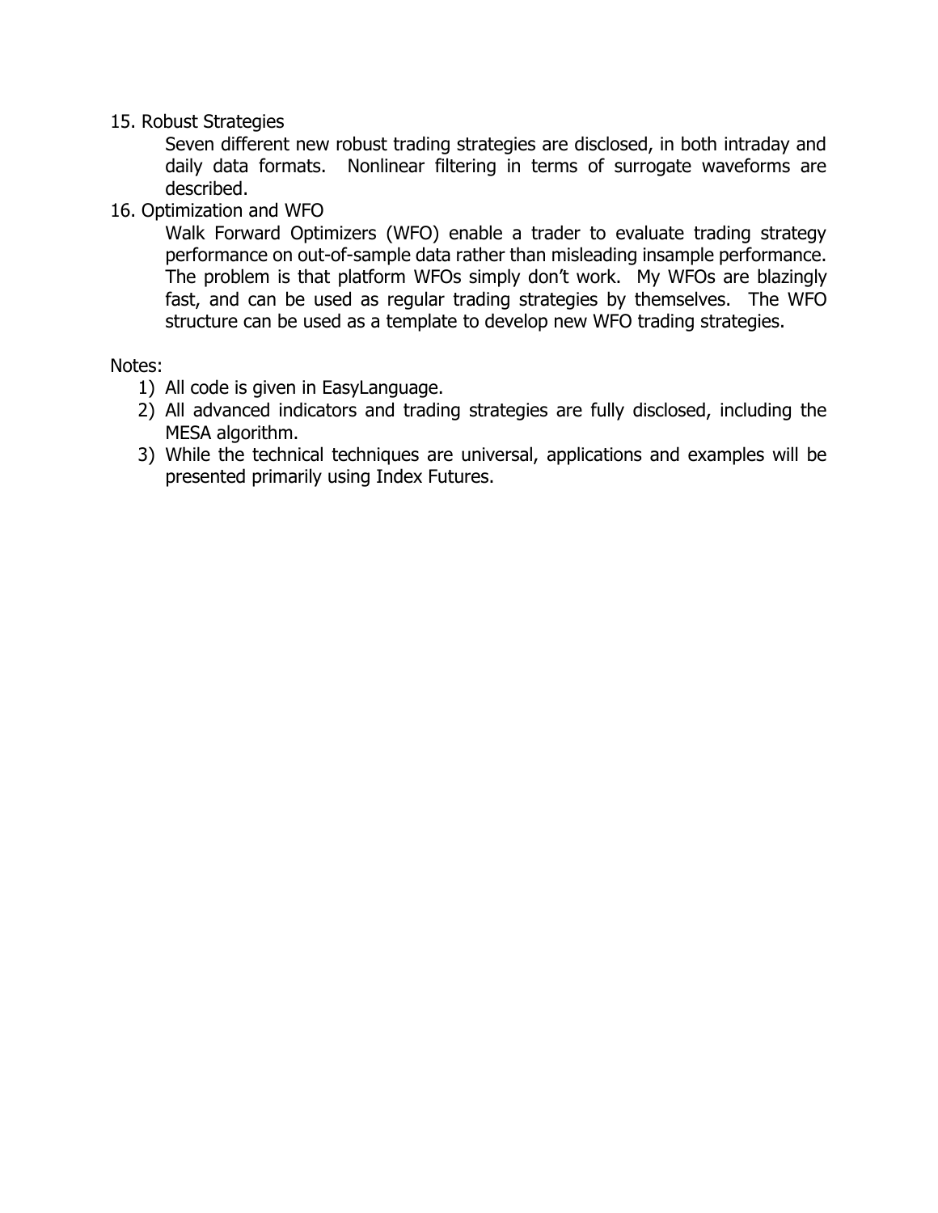15. Robust Strategies

    Seven different new robust trading strategies are disclosed, in both intraday and daily data formats. Nonlinear filtering in terms of surrogate waveforms are described.

16. Optimization and WFO

    Walk Forward Optimizers (WFO) enable a trader to evaluate trading strategy performance on out-of-sample data rather than misleading insample performance. The problem is that platform WFOs simply don't work. My WFOs are blazingly fast, and can be used as regular trading strategies by themselves. The WFO structure can be used as a template to develop new WFO trading strategies.

Notes:

1) All code is given in EasyLanguage.
2) All advanced indicators and trading strategies are fully disclosed, including the MESA algorithm.
3) While the technical techniques are universal, applications and examples will be presented primarily using Index Futures.